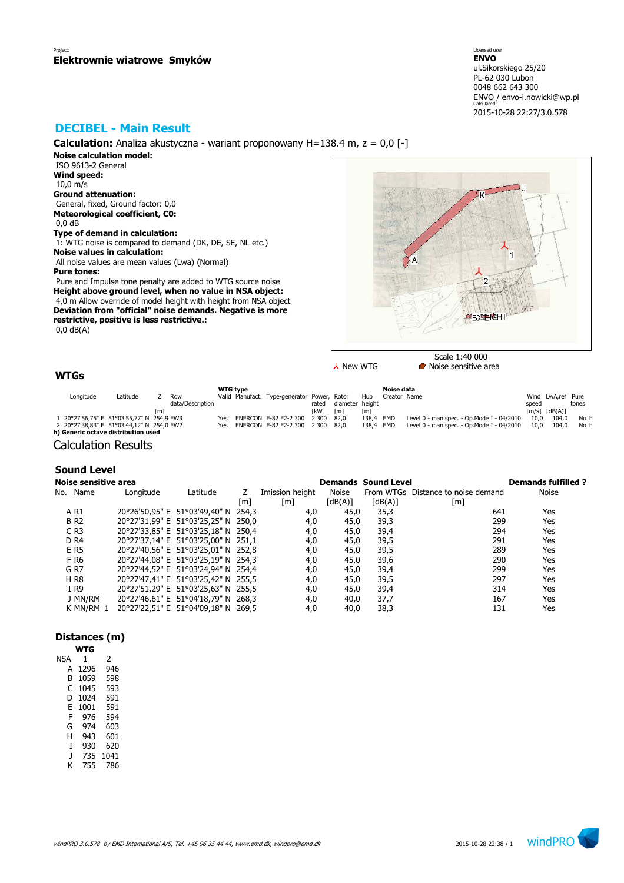Project:
**Elektrownie wiatrowe Smyków**

Licensed user:
**ENVO**
ul.Sikorskiego 25/20
PL-62 030 Lubon
0048 662 643 300
ENVO / envo-i.nowicki@wp.pl
Calculated:
2015-10-28 22:27/3.0.578

# DECIBEL - Main Result

**Calculation:** Analiza akustyczna - wariant proponowany H=138.4 m, z = 0,0 [-]

**Noise calculation model:**
ISO 9613-2 General
**Wind speed:**
10,0 m/s
**Ground attenuation:**
General, fixed, Ground factor: 0,0
**Meteorological coefficient, C0:**
0,0 dB
**Type of demand in calculation:**
1: WTG noise is compared to demand (DK, DE, SE, NL etc.)
**Noise values in calculation:**
All noise values are mean values (Lwa) (Normal)
**Pure tones:**
Pure and Impulse tone penalty are added to WTG source noise
**Height above ground level, when no value in NSA object:**
4,0 m Allow override of model height with height from NSA object
**Deviation from "official" noise demands. Negative is more restrictive, positive is less restrictive.:**
0,0 dB(A)

K
J
A
1
2
B C D E F G H I

Scale 1:40 000
New WTG
Noise sensitive area

## WTGs

| | Longitude | Latitude | Z | Row data/Description | WTG type Valid | Manufact. | Type-generator | Power, rated | Rotor diameter | Hub height | Noise data Creator | Name | Wind speed | LwA,ref | Pure tones |
|---|---|---|---|---|---|---|---|---|---|---|---|---|---|---|---|
| | | | [m] | | | | | [kW] | [m] | [m] | | | [m/s] | [dB(A)] | |
| 1 | 20°27'56,75" E | 51°03'55,77" N | 254,9 | EW3 | Yes | ENERCON | E-82 E2-2 300 | 2 300 | 82,0 | 138,4 | EMD | Level 0 - man.spec. - Op.Mode I - 04/2010 | 10,0 | 104,0 | No h |
| 2 | 20°27'38,83" E | 51°03'44,12" N | 254,0 | EW2 | Yes | ENERCON | E-82 E2-2 300 | 2 300 | 82,0 | 138,4 | EMD | Level 0 - man.spec. - Op.Mode I - 04/2010 | 10,0 | 104,0 | No h |

**h) Generic octave distribution used**

# Calculation Results

## Sound Level

| Noise sensitive area No. | Name | Longitude | Latitude | Z | Imission height | Demands Noise | Sound Level From WTGs | Distance to noise demand | Demands fulfilled ? Noise |
|---|---|---|---|---|---|---|---|---|---|
| | | | | [m] | [m] | [dB(A)] | [dB(A)] | [m] | |
| A | R1 | 20°26'50,95" E | 51°03'49,40" N | 254,3 | 4,0 | 45,0 | 35,3 | 641 | Yes |
| B | R2 | 20°27'31,99" E | 51°03'25,25" N | 250,0 | 4,0 | 45,0 | 39,3 | 299 | Yes |
| C | R3 | 20°27'33,85" E | 51°03'25,18" N | 250,4 | 4,0 | 45,0 | 39,4 | 294 | Yes |
| D | R4 | 20°27'37,14" E | 51°03'25,00" N | 251,1 | 4,0 | 45,0 | 39,5 | 291 | Yes |
| E | R5 | 20°27'40,56" E | 51°03'25,01" N | 252,8 | 4,0 | 45,0 | 39,5 | 289 | Yes |
| F | R6 | 20°27'44,08" E | 51°03'25,19" N | 254,3 | 4,0 | 45,0 | 39,6 | 290 | Yes |
| G | R7 | 20°27'44,52" E | 51°03'24,94" N | 254,4 | 4,0 | 45,0 | 39,4 | 299 | Yes |
| H | R8 | 20°27'47,41" E | 51°03'25,42" N | 255,5 | 4,0 | 45,0 | 39,5 | 297 | Yes |
| I | R9 | 20°27'51,29" E | 51°03'25,63" N | 255,5 | 4,0 | 45,0 | 39,4 | 314 | Yes |
| J | MN/RM | 20°27'46,61" E | 51°04'18,79" N | 268,3 | 4,0 | 40,0 | 37,7 | 167 | Yes |
| K | MN/RM_1 | 20°27'22,51" E | 51°04'09,18" N | 269,5 | 4,0 | 40,0 | 38,3 | 131 | Yes |

## Distances (m)

| NSA | WTG 1 | 2 |
|---|---|---|
| A | 1296 | 946 |
| B | 1059 | 598 |
| C | 1045 | 593 |
| D | 1024 | 591 |
| E | 1001 | 591 |
| F | 976 | 594 |
| G | 974 | 603 |
| H | 943 | 601 |
| I | 930 | 620 |
| J | 735 | 1041 |
| K | 755 | 786 |

*windPRO 3.0.578 by EMD International A/S, Tel. +45 96 35 44 44, www.emd.dk, windpro@emd.dk*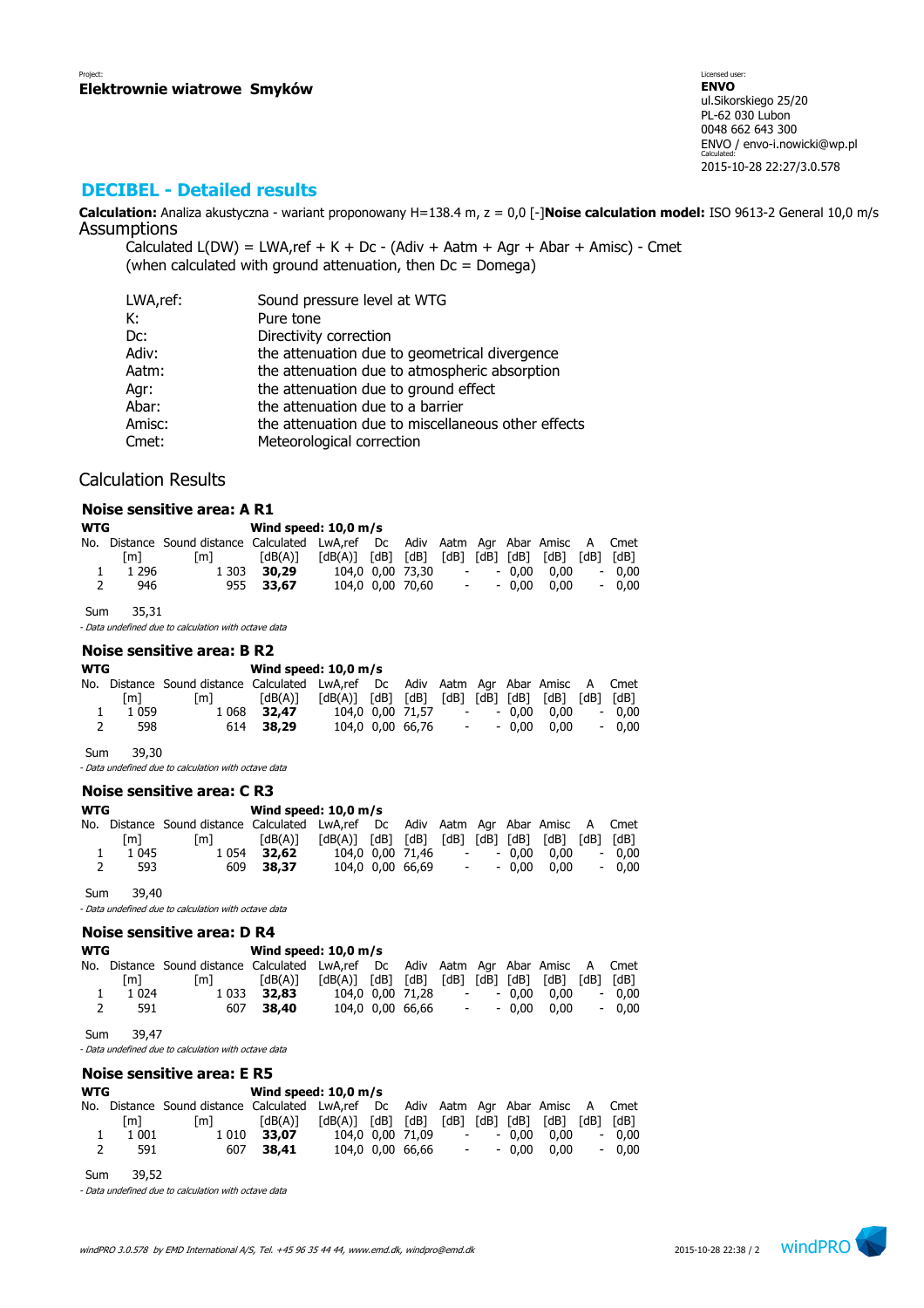Project:
**Elektrownie wiatrowe Smyków**

Licensed user:
**ENVO**
ul.Sikorskiego 25/20
PL-62 030 Lubon
0048 662 643 300
ENVO / envo-i.nowicki@wp.pl
Calculated:
2015-10-28 22:27/3.0.578

## DECIBEL - Detailed results

**Calculation:** Analiza akustyczna - wariant proponowany H=138.4 m, z = 0,0 [-]**Noise calculation model:** ISO 9613-2 General 10,0 m/s

Assumptions

Calculated L(DW) = LWA,ref + K + Dc - (Adiv + Aatm + Agr + Abar + Amisc) - Cmet
(when calculated with ground attenuation, then Dc = Domega)

| | |
|---|---|
| LWA,ref: | Sound pressure level at WTG |
| K: | Pure tone |
| Dc: | Directivity correction |
| Adiv: | the attenuation due to geometrical divergence |
| Aatm: | the attenuation due to atmospheric absorption |
| Agr: | the attenuation due to ground effect |
| Abar: | the attenuation due to a barrier |
| Amisc: | the attenuation due to miscellaneous other effects |
| Cmet: | Meteorological correction |

### Calculation Results

#### Noise sensitive area: A R1

**WTG** **Wind speed: 10,0 m/s**

| No. | Distance [m] | Sound distance [m] | Calculated [dB(A)] | LwA,ref [dB(A)] | Dc [dB] | Adiv [dB] | Aatm [dB] | Agr [dB] | Abar [dB] | Amisc [dB] | A [dB] | Cmet [dB] |
|---|---|---|---|---|---|---|---|---|---|---|---|---|
| 1 | 1 296 | 1 303 | **30,29** | 104,0 | 0,00 | 73,30 | - | - | 0,00 | 0,00 | - | 0,00 |
| 2 | 946 | 955 | **33,67** | 104,0 | 0,00 | 70,60 | - | - | 0,00 | 0,00 | - | 0,00 |

Sum 35,31

*- Data undefined due to calculation with octave data*

#### Noise sensitive area: B R2

**WTG** **Wind speed: 10,0 m/s**

| No. | Distance [m] | Sound distance [m] | Calculated [dB(A)] | LwA,ref [dB(A)] | Dc [dB] | Adiv [dB] | Aatm [dB] | Agr [dB] | Abar [dB] | Amisc [dB] | A [dB] | Cmet [dB] |
|---|---|---|---|---|---|---|---|---|---|---|---|---|
| 1 | 1 059 | 1 068 | **32,47** | 104,0 | 0,00 | 71,57 | - | - | 0,00 | 0,00 | - | 0,00 |
| 2 | 598 | 614 | **38,29** | 104,0 | 0,00 | 66,76 | - | - | 0,00 | 0,00 | - | 0,00 |

Sum 39,30

*- Data undefined due to calculation with octave data*

#### Noise sensitive area: C R3

**WTG** **Wind speed: 10,0 m/s**

| No. | Distance [m] | Sound distance [m] | Calculated [dB(A)] | LwA,ref [dB(A)] | Dc [dB] | Adiv [dB] | Aatm [dB] | Agr [dB] | Abar [dB] | Amisc [dB] | A [dB] | Cmet [dB] |
|---|---|---|---|---|---|---|---|---|---|---|---|---|
| 1 | 1 045 | 1 054 | **32,62** | 104,0 | 0,00 | 71,46 | - | - | 0,00 | 0,00 | - | 0,00 |
| 2 | 593 | 609 | **38,37** | 104,0 | 0,00 | 66,69 | - | - | 0,00 | 0,00 | - | 0,00 |

Sum 39,40

*- Data undefined due to calculation with octave data*

#### Noise sensitive area: D R4

**WTG** **Wind speed: 10,0 m/s**

| No. | Distance [m] | Sound distance [m] | Calculated [dB(A)] | LwA,ref [dB(A)] | Dc [dB] | Adiv [dB] | Aatm [dB] | Agr [dB] | Abar [dB] | Amisc [dB] | A [dB] | Cmet [dB] |
|---|---|---|---|---|---|---|---|---|---|---|---|---|
| 1 | 1 024 | 1 033 | **32,83** | 104,0 | 0,00 | 71,28 | - | - | 0,00 | 0,00 | - | 0,00 |
| 2 | 591 | 607 | **38,40** | 104,0 | 0,00 | 66,66 | - | - | 0,00 | 0,00 | - | 0,00 |

Sum 39,47

*- Data undefined due to calculation with octave data*

#### Noise sensitive area: E R5

**WTG** **Wind speed: 10,0 m/s**

| No. | Distance [m] | Sound distance [m] | Calculated [dB(A)] | LwA,ref [dB(A)] | Dc [dB] | Adiv [dB] | Aatm [dB] | Agr [dB] | Abar [dB] | Amisc [dB] | A [dB] | Cmet [dB] |
|---|---|---|---|---|---|---|---|---|---|---|---|---|
| 1 | 1 001 | 1 010 | **33,07** | 104,0 | 0,00 | 71,09 | - | - | 0,00 | 0,00 | - | 0,00 |
| 2 | 591 | 607 | **38,41** | 104,0 | 0,00 | 66,66 | - | - | 0,00 | 0,00 | - | 0,00 |

Sum 39,52

*- Data undefined due to calculation with octave data*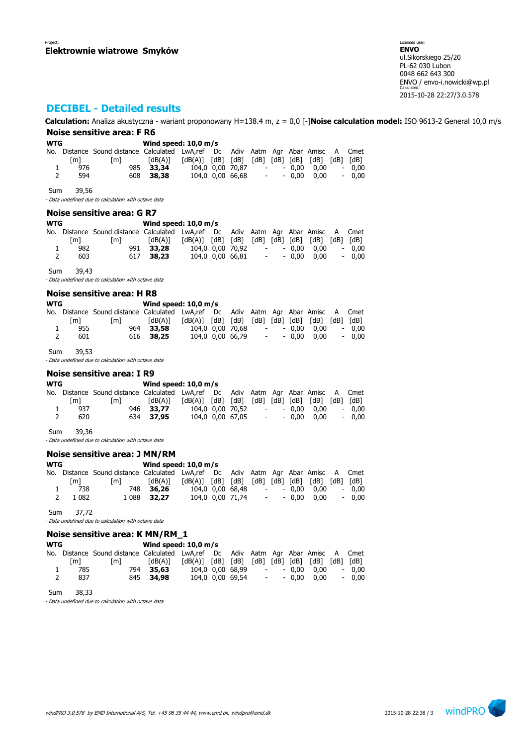Project:
**Elektrownie wiatrowe Smyków**

Licensed user:
**ENVO**
ul.Sikorskiego 25/20
PL-62 030 Lubon
0048 662 643 300
ENVO / envo-i.nowicki@wp.pl
Calculated:
2015-10-28 22:27/3.0.578

## DECIBEL - Detailed results

**Calculation:** Analiza akustyczna - wariant proponowany H=138.4 m, z = 0,0 [-]**Noise calculation model:** ISO 9613-2 General 10,0 m/s

### Noise sensitive area: F R6

**WTG** — **Wind speed: 10,0 m/s**

| No. | Distance [m] | Sound distance [m] | Calculated [dB(A)] | LwA,ref [dB(A)] | Dc [dB] | Adiv [dB] | Aatm [dB] | Agr [dB] | Abar [dB] | Amisc [dB] | A [dB] | Cmet [dB] |
|---|---|---|---|---|---|---|---|---|---|---|---|---|
| 1 | 976 | 985 | **33,34** | 104,0 | 0,00 | 70,87 | - | - | 0,00 | 0,00 | - | 0,00 |
| 2 | 594 | 608 | **38,38** | 104,0 | 0,00 | 66,68 | - | - | 0,00 | 0,00 | - | 0,00 |

Sum 39,56

*- Data undefined due to calculation with octave data*

### Noise sensitive area: G R7

**WTG** — **Wind speed: 10,0 m/s**

| No. | Distance [m] | Sound distance [m] | Calculated [dB(A)] | LwA,ref [dB(A)] | Dc [dB] | Adiv [dB] | Aatm [dB] | Agr [dB] | Abar [dB] | Amisc [dB] | A [dB] | Cmet [dB] |
|---|---|---|---|---|---|---|---|---|---|---|---|---|
| 1 | 982 | 991 | **33,28** | 104,0 | 0,00 | 70,92 | - | - | 0,00 | 0,00 | - | 0,00 |
| 2 | 603 | 617 | **38,23** | 104,0 | 0,00 | 66,81 | - | - | 0,00 | 0,00 | - | 0,00 |

Sum 39,43

*- Data undefined due to calculation with octave data*

### Noise sensitive area: H R8

**WTG** — **Wind speed: 10,0 m/s**

| No. | Distance [m] | Sound distance [m] | Calculated [dB(A)] | LwA,ref [dB(A)] | Dc [dB] | Adiv [dB] | Aatm [dB] | Agr [dB] | Abar [dB] | Amisc [dB] | A [dB] | Cmet [dB] |
|---|---|---|---|---|---|---|---|---|---|---|---|---|
| 1 | 955 | 964 | **33,58** | 104,0 | 0,00 | 70,68 | - | - | 0,00 | 0,00 | - | 0,00 |
| 2 | 601 | 616 | **38,25** | 104,0 | 0,00 | 66,79 | - | - | 0,00 | 0,00 | - | 0,00 |

Sum 39,53

*- Data undefined due to calculation with octave data*

### Noise sensitive area: I R9

**WTG** — **Wind speed: 10,0 m/s**

| No. | Distance [m] | Sound distance [m] | Calculated [dB(A)] | LwA,ref [dB(A)] | Dc [dB] | Adiv [dB] | Aatm [dB] | Agr [dB] | Abar [dB] | Amisc [dB] | A [dB] | Cmet [dB] |
|---|---|---|---|---|---|---|---|---|---|---|---|---|
| 1 | 937 | 946 | **33,77** | 104,0 | 0,00 | 70,52 | - | - | 0,00 | 0,00 | - | 0,00 |
| 2 | 620 | 634 | **37,95** | 104,0 | 0,00 | 67,05 | - | - | 0,00 | 0,00 | - | 0,00 |

Sum 39,36

*- Data undefined due to calculation with octave data*

### Noise sensitive area: J MN/RM

**WTG** — **Wind speed: 10,0 m/s**

| No. | Distance [m] | Sound distance [m] | Calculated [dB(A)] | LwA,ref [dB(A)] | Dc [dB] | Adiv [dB] | Aatm [dB] | Agr [dB] | Abar [dB] | Amisc [dB] | A [dB] | Cmet [dB] |
|---|---|---|---|---|---|---|---|---|---|---|---|---|
| 1 | 738 | 748 | **36,26** | 104,0 | 0,00 | 68,48 | - | - | 0,00 | 0,00 | - | 0,00 |
| 2 | 1 082 | 1 088 | **32,27** | 104,0 | 0,00 | 71,74 | - | - | 0,00 | 0,00 | - | 0,00 |

Sum 37,72

*- Data undefined due to calculation with octave data*

### Noise sensitive area: K MN/RM_1

**WTG** — **Wind speed: 10,0 m/s**

| No. | Distance [m] | Sound distance [m] | Calculated [dB(A)] | LwA,ref [dB(A)] | Dc [dB] | Adiv [dB] | Aatm [dB] | Agr [dB] | Abar [dB] | Amisc [dB] | A [dB] | Cmet [dB] |
|---|---|---|---|---|---|---|---|---|---|---|---|---|
| 1 | 785 | 794 | **35,63** | 104,0 | 0,00 | 68,99 | - | - | 0,00 | 0,00 | - | 0,00 |
| 2 | 837 | 845 | **34,98** | 104,0 | 0,00 | 69,54 | - | - | 0,00 | 0,00 | - | 0,00 |

Sum 38,33

*- Data undefined due to calculation with octave data*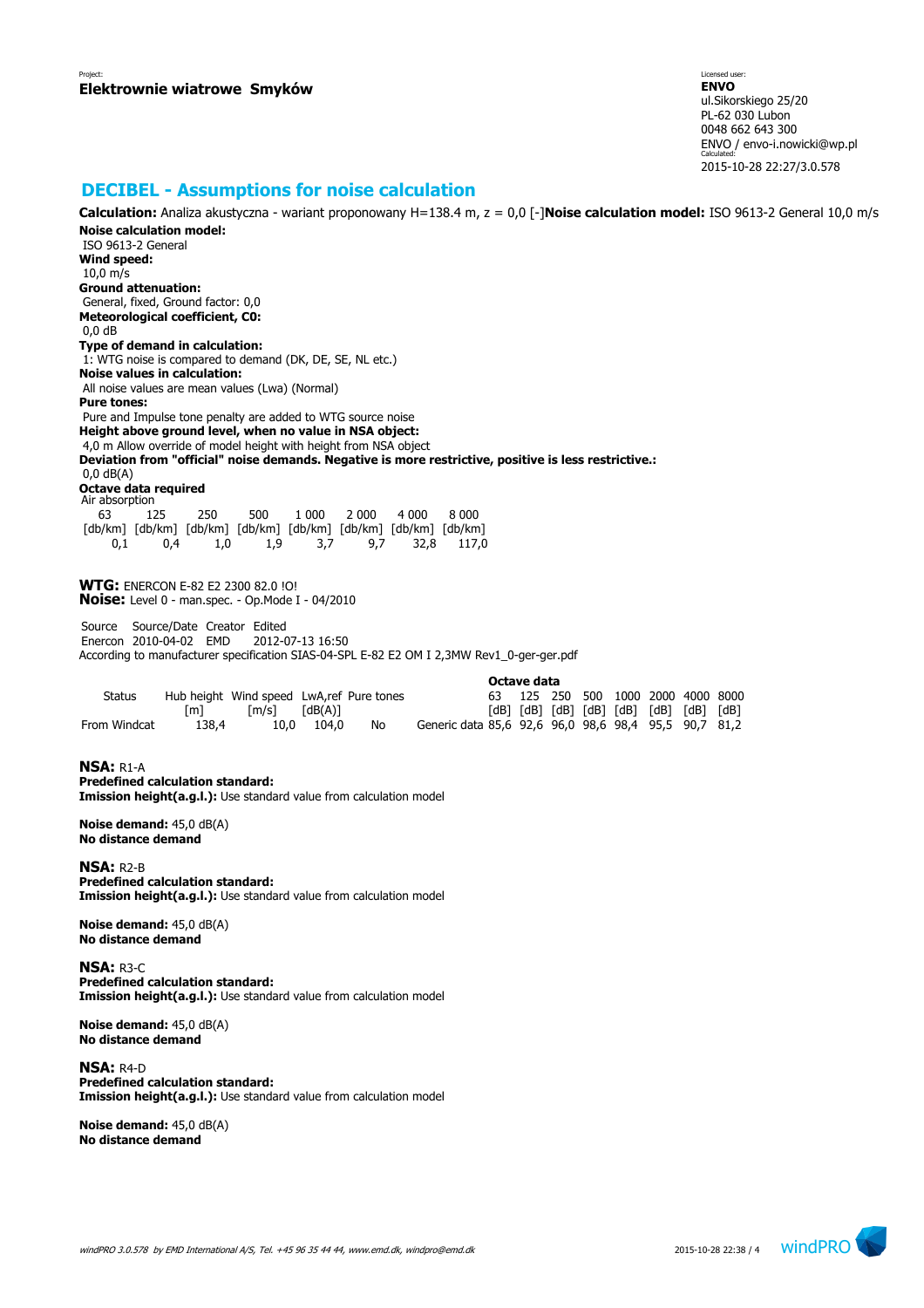Project:
**Elektrownie wiatrowe Smyków**

Licensed user:
**ENVO**
ul.Sikorskiego 25/20
PL-62 030 Lubon
0048 662 643 300
ENVO / envo-i.nowicki@wp.pl
Calculated:
2015-10-28 22:27/3.0.578

# DECIBEL - Assumptions for noise calculation

**Calculation:** Analiza akustyczna - wariant proponowany H=138.4 m, z = 0,0 [-]**Noise calculation model:** ISO 9613-2 General 10,0 m/s

**Noise calculation model:**
ISO 9613-2 General
**Wind speed:**
10,0 m/s
**Ground attenuation:**
General, fixed, Ground factor: 0,0
**Meteorological coefficient, C0:**
0,0 dB
**Type of demand in calculation:**
1: WTG noise is compared to demand (DK, DE, SE, NL etc.)
**Noise values in calculation:**
All noise values are mean values (Lwa) (Normal)
**Pure tones:**
Pure and Impulse tone penalty are added to WTG source noise
**Height above ground level, when no value in NSA object:**
4,0 m Allow override of model height with height from NSA object
**Deviation from "official" noise demands. Negative is more restrictive, positive is less restrictive.:**
0,0 dB(A)
**Octave data required**
Air absorption

| 63 | 125 | 250 | 500 | 1 000 | 2 000 | 4 000 | 8 000 |
|---|---|---|---|---|---|---|---|
| [db/km] | [db/km] | [db/km] | [db/km] | [db/km] | [db/km] | [db/km] | [db/km] |
| 0,1 | 0,4 | 1,0 | 1,9 | 3,7 | 9,7 | 32,8 | 117,0 |

**WTG:** ENERCON E-82 E2 2300 82.0 !O!
**Noise:** Level 0 - man.spec. - Op.Mode I - 04/2010

| Source | Source/Date | Creator | Edited |
|---|---|---|---|
| Enercon | 2010-04-02 | EMD | 2012-07-13 16:50 |

According to manufacturer specification SIAS-04-SPL E-82 E2 OM I 2,3MW Rev1_0-ger-ger.pdf

| Status | Hub height | Wind speed | LwA,ref | Pure tones | | Octave data | | | | | | | |
|---|---|---|---|---|---|---|---|---|---|---|---|---|---|
| | | | | | | 63 | 125 | 250 | 500 | 1000 | 2000 | 4000 | 8000 |
| | [m] | [m/s] | [dB(A)] | | | [dB] | [dB] | [dB] | [dB] | [dB] | [dB] | [dB] | [dB] |
| From Windcat | 138,4 | 10,0 | 104,0 | No | Generic data | 85,6 | 92,6 | 96,0 | 98,6 | 98,4 | 95,5 | 90,7 | 81,2 |

**NSA:** R1-A
**Predefined calculation standard:**
**Imission height(a.g.l.):** Use standard value from calculation model

**Noise demand:** 45,0 dB(A)
**No distance demand**

**NSA:** R2-B
**Predefined calculation standard:**
**Imission height(a.g.l.):** Use standard value from calculation model

**Noise demand:** 45,0 dB(A)
**No distance demand**

**NSA:** R3-C
**Predefined calculation standard:**
**Imission height(a.g.l.):** Use standard value from calculation model

**Noise demand:** 45,0 dB(A)
**No distance demand**

**NSA:** R4-D
**Predefined calculation standard:**
**Imission height(a.g.l.):** Use standard value from calculation model

**Noise demand:** 45,0 dB(A)
**No distance demand**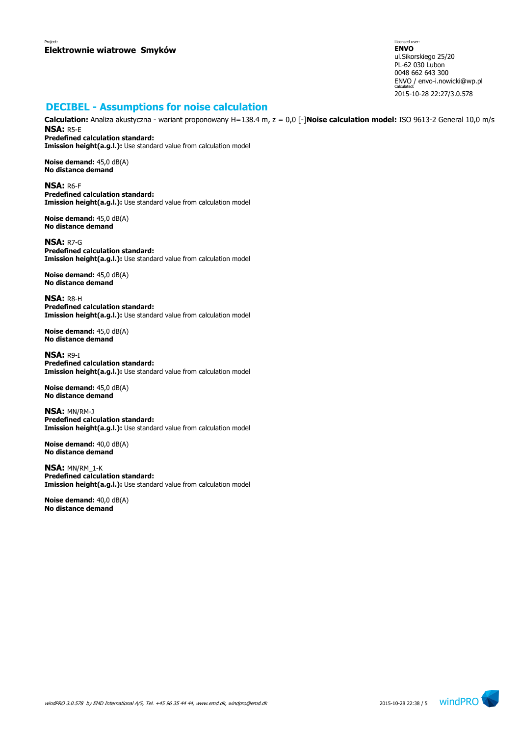Project:
**Elektrownie wiatrowe Smyków**

Licensed user:
**ENVO**
ul.Sikorskiego 25/20
PL-62 030 Lubon
0048 662 643 300
ENVO / envo-i.nowicki@wp.pl
Calculated:
2015-10-28 22:27/3.0.578

## DECIBEL - Assumptions for noise calculation

**Calculation:** Analiza akustyczna - wariant proponowany H=138.4 m, z = 0,0 [-]**Noise calculation model:** ISO 9613-2 General 10,0 m/s

**NSA:** R5-E
**Predefined calculation standard:**
**Imission height(a.g.l.):** Use standard value from calculation model

**Noise demand:** 45,0 dB(A)
**No distance demand**

**NSA:** R6-F
**Predefined calculation standard:**
**Imission height(a.g.l.):** Use standard value from calculation model

**Noise demand:** 45,0 dB(A)
**No distance demand**

**NSA:** R7-G
**Predefined calculation standard:**
**Imission height(a.g.l.):** Use standard value from calculation model

**Noise demand:** 45,0 dB(A)
**No distance demand**

**NSA:** R8-H
**Predefined calculation standard:**
**Imission height(a.g.l.):** Use standard value from calculation model

**Noise demand:** 45,0 dB(A)
**No distance demand**

**NSA:** R9-I
**Predefined calculation standard:**
**Imission height(a.g.l.):** Use standard value from calculation model

**Noise demand:** 45,0 dB(A)
**No distance demand**

**NSA:** MN/RM-J
**Predefined calculation standard:**
**Imission height(a.g.l.):** Use standard value from calculation model

**Noise demand:** 40,0 dB(A)
**No distance demand**

**NSA:** MN/RM_1-K
**Predefined calculation standard:**
**Imission height(a.g.l.):** Use standard value from calculation model

**Noise demand:** 40,0 dB(A)
**No distance demand**